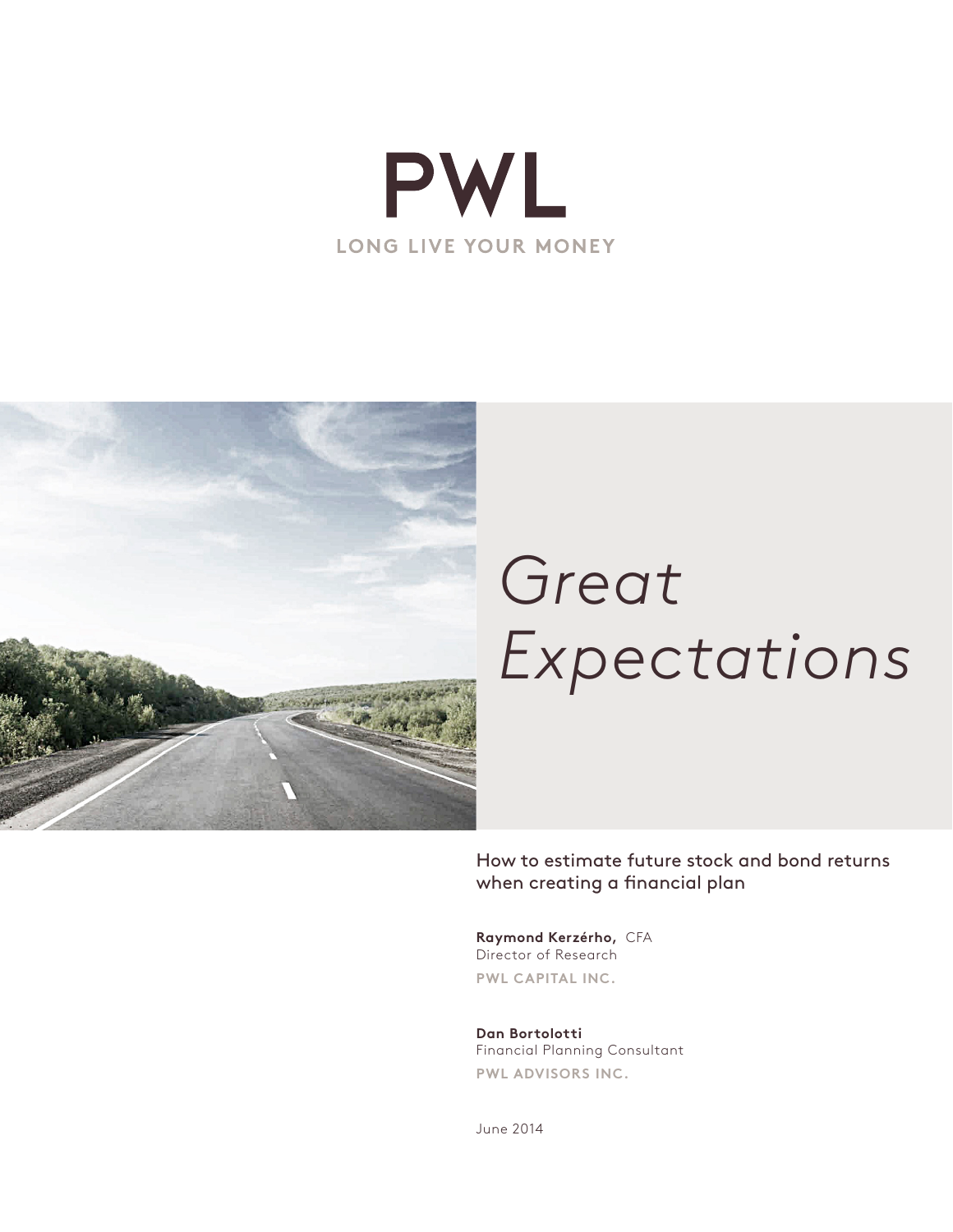PWL

LONG LIVE YOUR MONEY

# *Great Expectations*

How to estimate future stock and bond returns when creating a financial plan

**Raymond Kerzérho,** CFA
Director of Research
PWL CAPITAL INC.

**Dan Bortolotti**
Financial Planning Consultant
PWL ADVISORS INC.

June 2014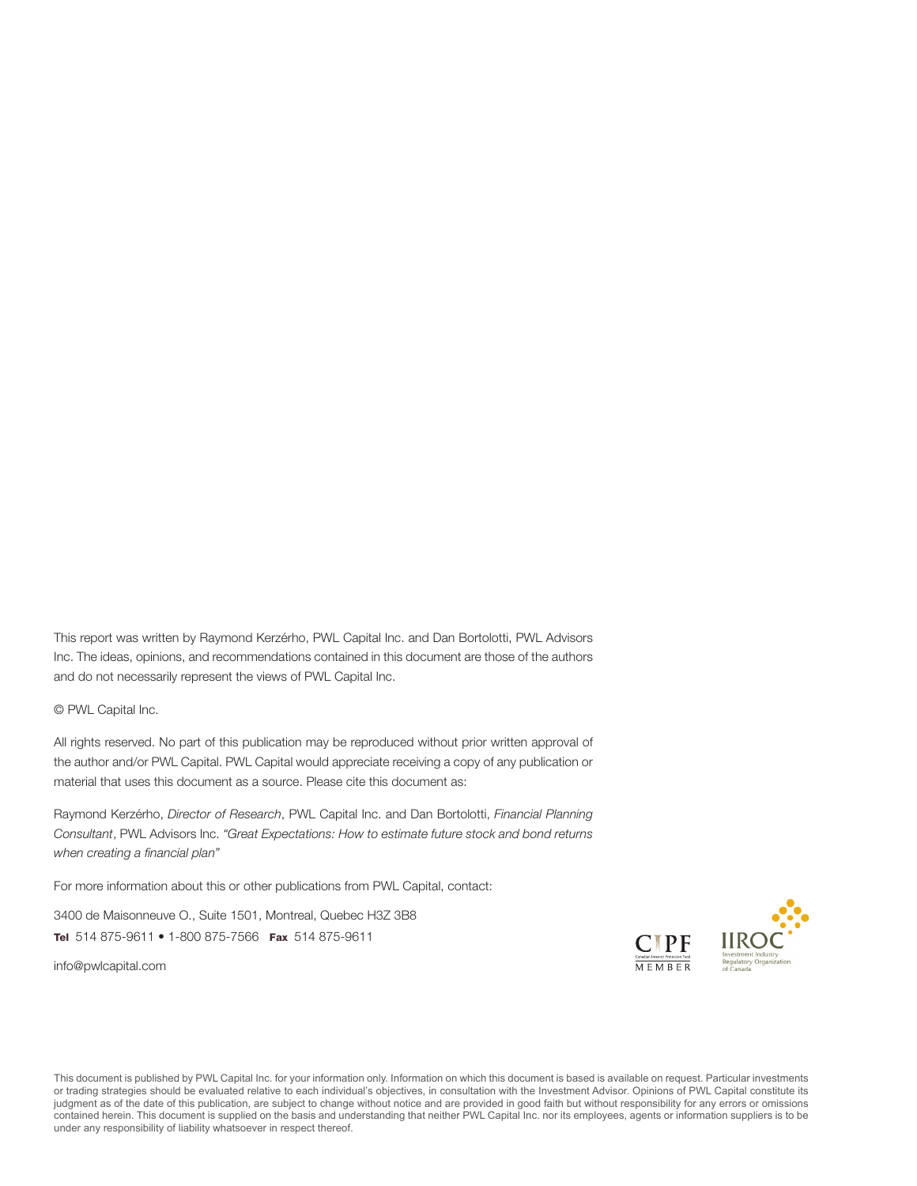This report was written by Raymond Kerzérho, PWL Capital Inc. and Dan Bortolotti, PWL Advisors Inc. The ideas, opinions, and recommendations contained in this document are those of the authors and do not necessarily represent the views of PWL Capital Inc.

© PWL Capital Inc.

All rights reserved. No part of this publication may be reproduced without prior written approval of the author and/or PWL Capital. PWL Capital would appreciate receiving a copy of any publication or material that uses this document as a source. Please cite this document as:

Raymond Kerzérho, *Director of Research*, PWL Capital Inc. and Dan Bortolotti, *Financial Planning Consultant*, PWL Advisors Inc. *"Great Expectations: How to estimate future stock and bond returns when creating a financial plan"*

For more information about this or other publications from PWL Capital, contact:

3400 de Maisonneuve O., Suite 1501, Montreal, Quebec H3Z 3B8

**Tel** 514 875-9611 • 1-800 875-7566 **Fax** 514 875-9611

info@pwlcapital.com

CIPF Canadian Investor Protection Fund MEMBER

IIROC Investment Industry Regulatory Organization of Canada

This document is published by PWL Capital Inc. for your information only. Information on which this document is based is available on request. Particular investments or trading strategies should be evaluated relative to each individual's objectives, in consultation with the Investment Advisor. Opinions of PWL Capital constitute its judgment as of the date of this publication, are subject to change without notice and are provided in good faith but without responsibility for any errors or omissions contained herein. This document is supplied on the basis and understanding that neither PWL Capital Inc. nor its employees, agents or information suppliers is to be under any responsibility of liability whatsoever in respect thereof.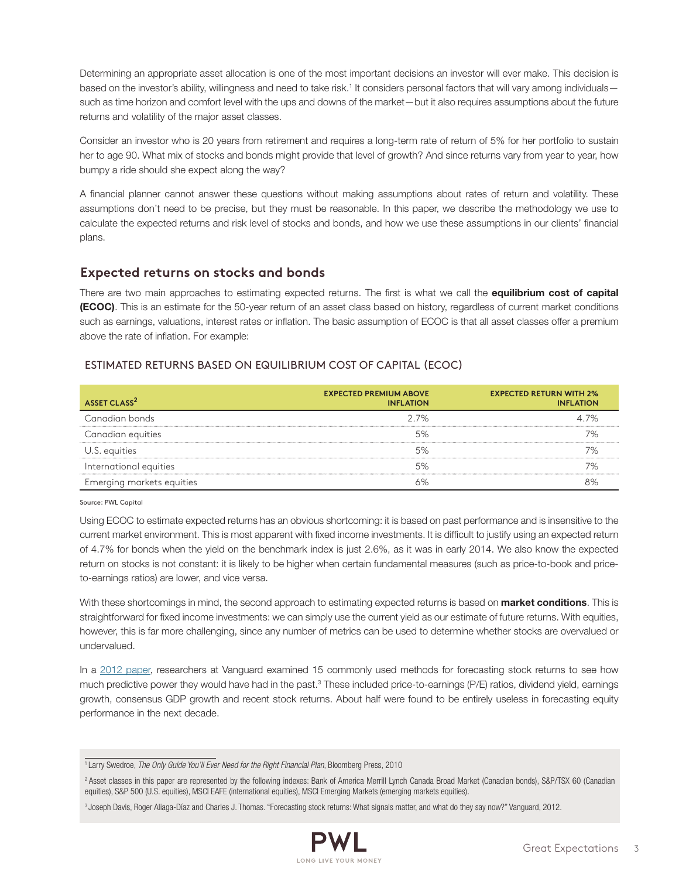Determining an appropriate asset allocation is one of the most important decisions an investor will ever make. This decision is based on the investor's ability, willingness and need to take risk.[1] It considers personal factors that will vary among individuals—such as time horizon and comfort level with the ups and downs of the market—but it also requires assumptions about the future returns and volatility of the major asset classes.

Consider an investor who is 20 years from retirement and requires a long-term rate of return of 5% for her portfolio to sustain her to age 90. What mix of stocks and bonds might provide that level of growth? And since returns vary from year to year, how bumpy a ride should she expect along the way?

A financial planner cannot answer these questions without making assumptions about rates of return and volatility. These assumptions don't need to be precise, but they must be reasonable. In this paper, we describe the methodology we use to calculate the expected returns and risk level of stocks and bonds, and how we use these assumptions in our clients' financial plans.

## Expected returns on stocks and bonds

There are two main approaches to estimating expected returns. The first is what we call the **equilibrium cost of capital (ECOC)**. This is an estimate for the 50-year return of an asset class based on history, regardless of current market conditions such as earnings, valuations, interest rates or inflation. The basic assumption of ECOC is that all asset classes offer a premium above the rate of inflation. For example:

### ESTIMATED RETURNS BASED ON EQUILIBRIUM COST OF CAPITAL (ECOC)

| ASSET CLASS[2] | EXPECTED PREMIUM ABOVE INFLATION | EXPECTED RETURN WITH 2% INFLATION |
|---|---|---|
| Canadian bonds | 2.7% | 4.7% |
| Canadian equities | 5% | 7% |
| U.S. equities | 5% | 7% |
| International equities | 5% | 7% |
| Emerging markets equities | 6% | 8% |

Source: PWL Capital

Using ECOC to estimate expected returns has an obvious shortcoming: it is based on past performance and is insensitive to the current market environment. This is most apparent with fixed income investments. It is difficult to justify using an expected return of 4.7% for bonds when the yield on the benchmark index is just 2.6%, as it was in early 2014. We also know the expected return on stocks is not constant: it is likely to be higher when certain fundamental measures (such as price-to-book and price-to-earnings ratios) are lower, and vice versa.

With these shortcomings in mind, the second approach to estimating expected returns is based on **market conditions**. This is straightforward for fixed income investments: we can simply use the current yield as our estimate of future returns. With equities, however, this is far more challenging, since any number of metrics can be used to determine whether stocks are overvalued or undervalued.

In a 2012 paper, researchers at Vanguard examined 15 commonly used methods for forecasting stock returns to see how much predictive power they would have had in the past.[3] These included price-to-earnings (P/E) ratios, dividend yield, earnings growth, consensus GDP growth and recent stock returns. About half were found to be entirely useless in forecasting equity performance in the next decade.

---

[1] Larry Swedroe, *The Only Guide You'll Ever Need for the Right Financial Plan*, Bloomberg Press, 2010

[2] Asset classes in this paper are represented by the following indexes: Bank of America Merrill Lynch Canada Broad Market (Canadian bonds), S&P/TSX 60 (Canadian equities), S&P 500 (U.S. equities), MSCI EAFE (international equities), MSCI Emerging Markets (emerging markets equities).

[3] Joseph Davis, Roger Aliaga-Díaz and Charles J. Thomas. "Forecasting stock returns: What signals matter, and what do they say now?" Vanguard, 2012.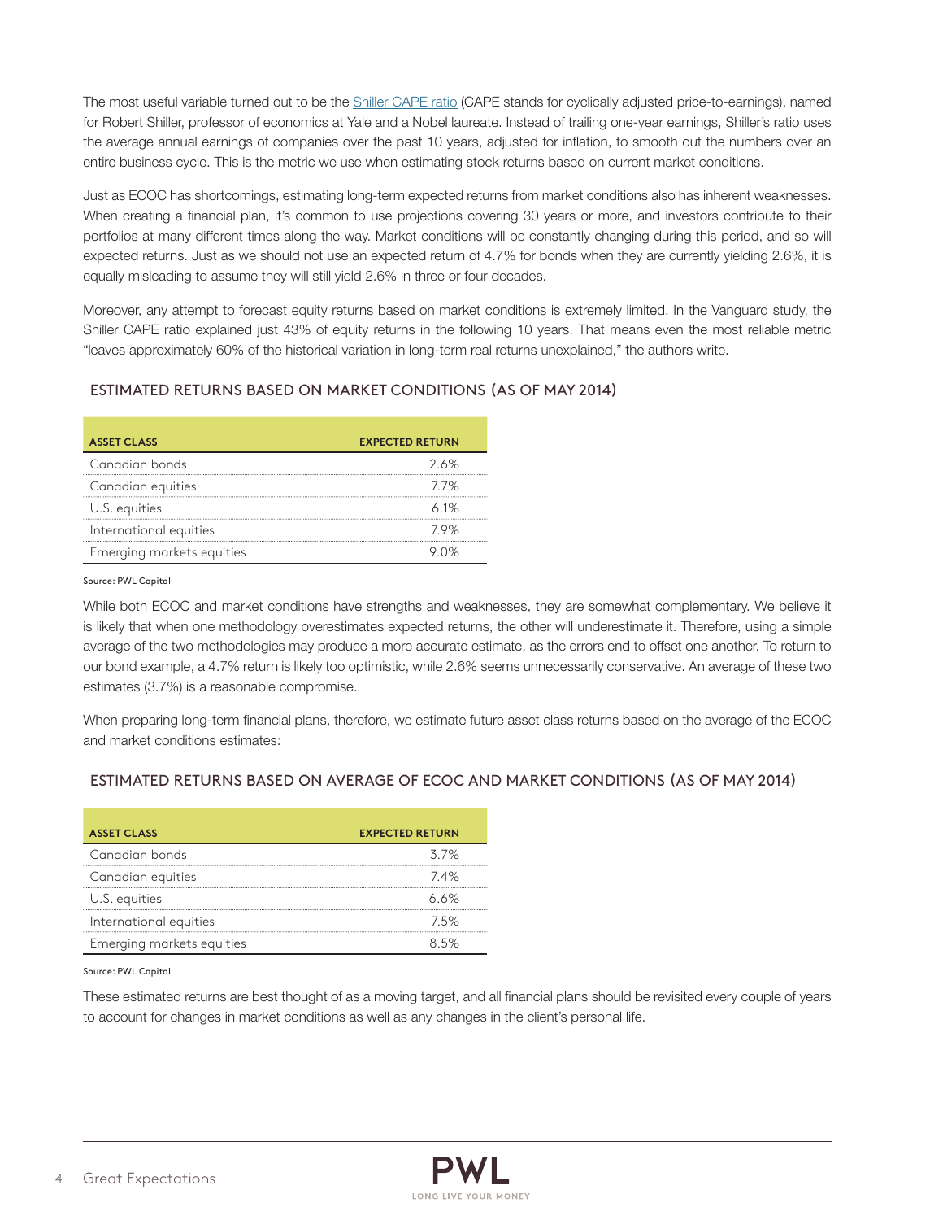The most useful variable turned out to be the Shiller CAPE ratio (CAPE stands for cyclically adjusted price-to-earnings), named for Robert Shiller, professor of economics at Yale and a Nobel laureate. Instead of trailing one-year earnings, Shiller's ratio uses the average annual earnings of companies over the past 10 years, adjusted for inflation, to smooth out the numbers over an entire business cycle. This is the metric we use when estimating stock returns based on current market conditions.

Just as ECOC has shortcomings, estimating long-term expected returns from market conditions also has inherent weaknesses. When creating a financial plan, it's common to use projections covering 30 years or more, and investors contribute to their portfolios at many different times along the way. Market conditions will be constantly changing during this period, and so will expected returns. Just as we should not use an expected return of 4.7% for bonds when they are currently yielding 2.6%, it is equally misleading to assume they will still yield 2.6% in three or four decades.

Moreover, any attempt to forecast equity returns based on market conditions is extremely limited. In the Vanguard study, the Shiller CAPE ratio explained just 43% of equity returns in the following 10 years. That means even the most reliable metric "leaves approximately 60% of the historical variation in long-term real returns unexplained," the authors write.

### ESTIMATED RETURNS BASED ON MARKET CONDITIONS (AS OF MAY 2014)

| ASSET CLASS | EXPECTED RETURN |
|---|---|
| Canadian bonds | 2.6% |
| Canadian equities | 7.7% |
| U.S. equities | 6.1% |
| International equities | 7.9% |
| Emerging markets equities | 9.0% |

Source: PWL Capital

While both ECOC and market conditions have strengths and weaknesses, they are somewhat complementary. We believe it is likely that when one methodology overestimates expected returns, the other will underestimate it. Therefore, using a simple average of the two methodologies may produce a more accurate estimate, as the errors end to offset one another. To return to our bond example, a 4.7% return is likely too optimistic, while 2.6% seems unnecessarily conservative. An average of these two estimates (3.7%) is a reasonable compromise.

When preparing long-term financial plans, therefore, we estimate future asset class returns based on the average of the ECOC and market conditions estimates:

### ESTIMATED RETURNS BASED ON AVERAGE OF ECOC AND MARKET CONDITIONS (AS OF MAY 2014)

| ASSET CLASS | EXPECTED RETURN |
|---|---|
| Canadian bonds | 3.7% |
| Canadian equities | 7.4% |
| U.S. equities | 6.6% |
| International equities | 7.5% |
| Emerging markets equities | 8.5% |

Source: PWL Capital

These estimated returns are best thought of as a moving target, and all financial plans should be revisited every couple of years to account for changes in market conditions as well as any changes in the client's personal life.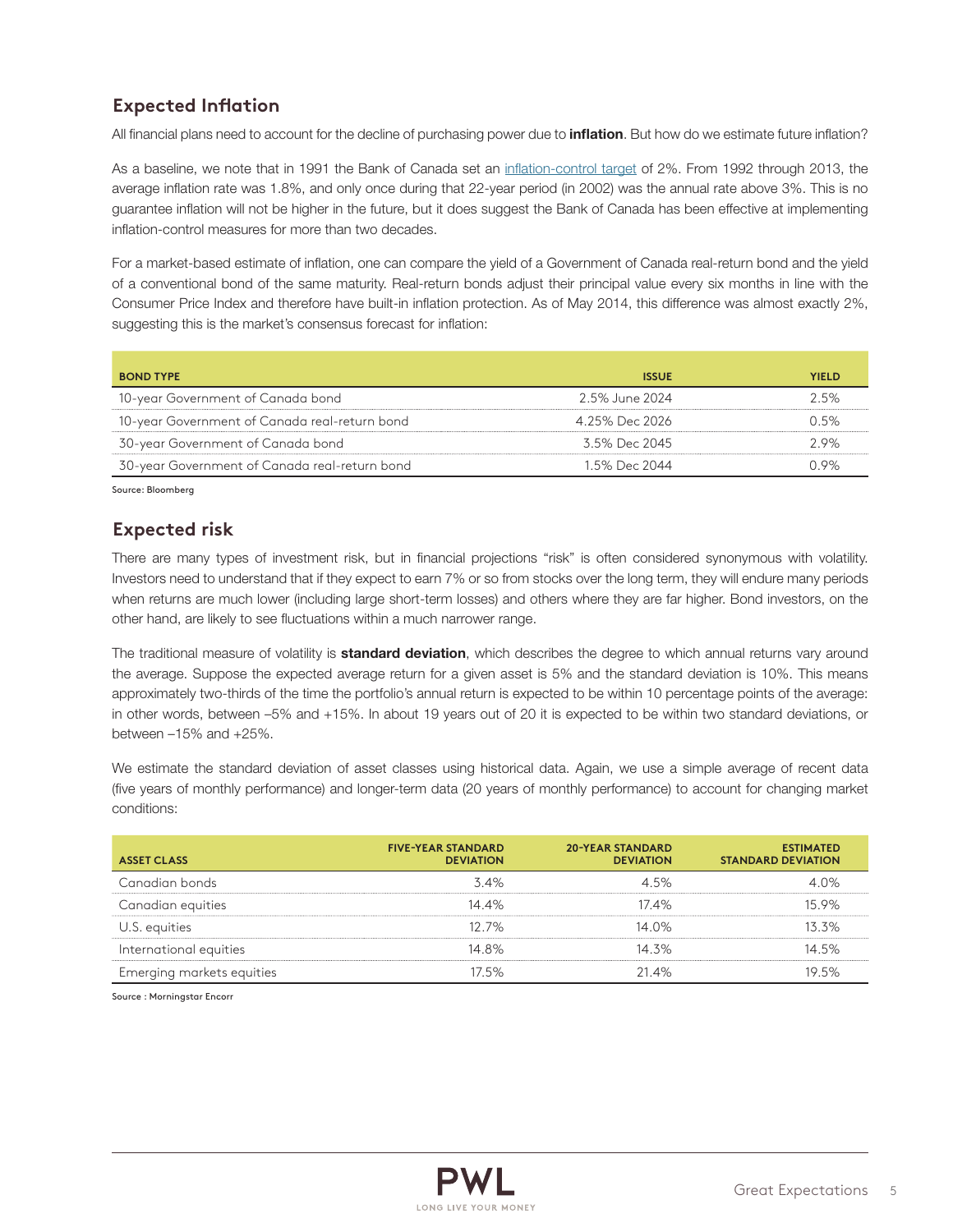## Expected Inflation

All financial plans need to account for the decline of purchasing power due to **inflation**. But how do we estimate future inflation?

As a baseline, we note that in 1991 the Bank of Canada set an inflation-control target of 2%. From 1992 through 2013, the average inflation rate was 1.8%, and only once during that 22-year period (in 2002) was the annual rate above 3%. This is no guarantee inflation will not be higher in the future, but it does suggest the Bank of Canada has been effective at implementing inflation-control measures for more than two decades.

For a market-based estimate of inflation, one can compare the yield of a Government of Canada real-return bond and the yield of a conventional bond of the same maturity. Real-return bonds adjust their principal value every six months in line with the Consumer Price Index and therefore have built-in inflation protection. As of May 2014, this difference was almost exactly 2%, suggesting this is the market's consensus forecast for inflation:

| BOND TYPE | ISSUE | YIELD |
|---|---|---|
| 10-year Government of Canada bond | 2.5% June 2024 | 2.5% |
| 10-year Government of Canada real-return bond | 4.25% Dec 2026 | 0.5% |
| 30-year Government of Canada bond | 3.5% Dec 2045 | 2.9% |
| 30-year Government of Canada real-return bond | 1.5% Dec 2044 | 0.9% |

Source: Bloomberg

## Expected risk

There are many types of investment risk, but in financial projections "risk" is often considered synonymous with volatility. Investors need to understand that if they expect to earn 7% or so from stocks over the long term, they will endure many periods when returns are much lower (including large short-term losses) and others where they are far higher. Bond investors, on the other hand, are likely to see fluctuations within a much narrower range.

The traditional measure of volatility is **standard deviation**, which describes the degree to which annual returns vary around the average. Suppose the expected average return for a given asset is 5% and the standard deviation is 10%. This means approximately two-thirds of the time the portfolio's annual return is expected to be within 10 percentage points of the average: in other words, between –5% and +15%. In about 19 years out of 20 it is expected to be within two standard deviations, or between –15% and +25%.

We estimate the standard deviation of asset classes using historical data. Again, we use a simple average of recent data (five years of monthly performance) and longer-term data (20 years of monthly performance) to account for changing market conditions:

| ASSET CLASS | FIVE-YEAR STANDARD DEVIATION | 20-YEAR STANDARD DEVIATION | ESTIMATED STANDARD DEVIATION |
|---|---|---|---|
| Canadian bonds | 3.4% | 4.5% | 4.0% |
| Canadian equities | 14.4% | 17.4% | 15.9% |
| U.S. equities | 12.7% | 14.0% | 13.3% |
| International equities | 14.8% | 14.3% | 14.5% |
| Emerging markets equities | 17.5% | 21.4% | 19.5% |

Source : Morningstar Encorr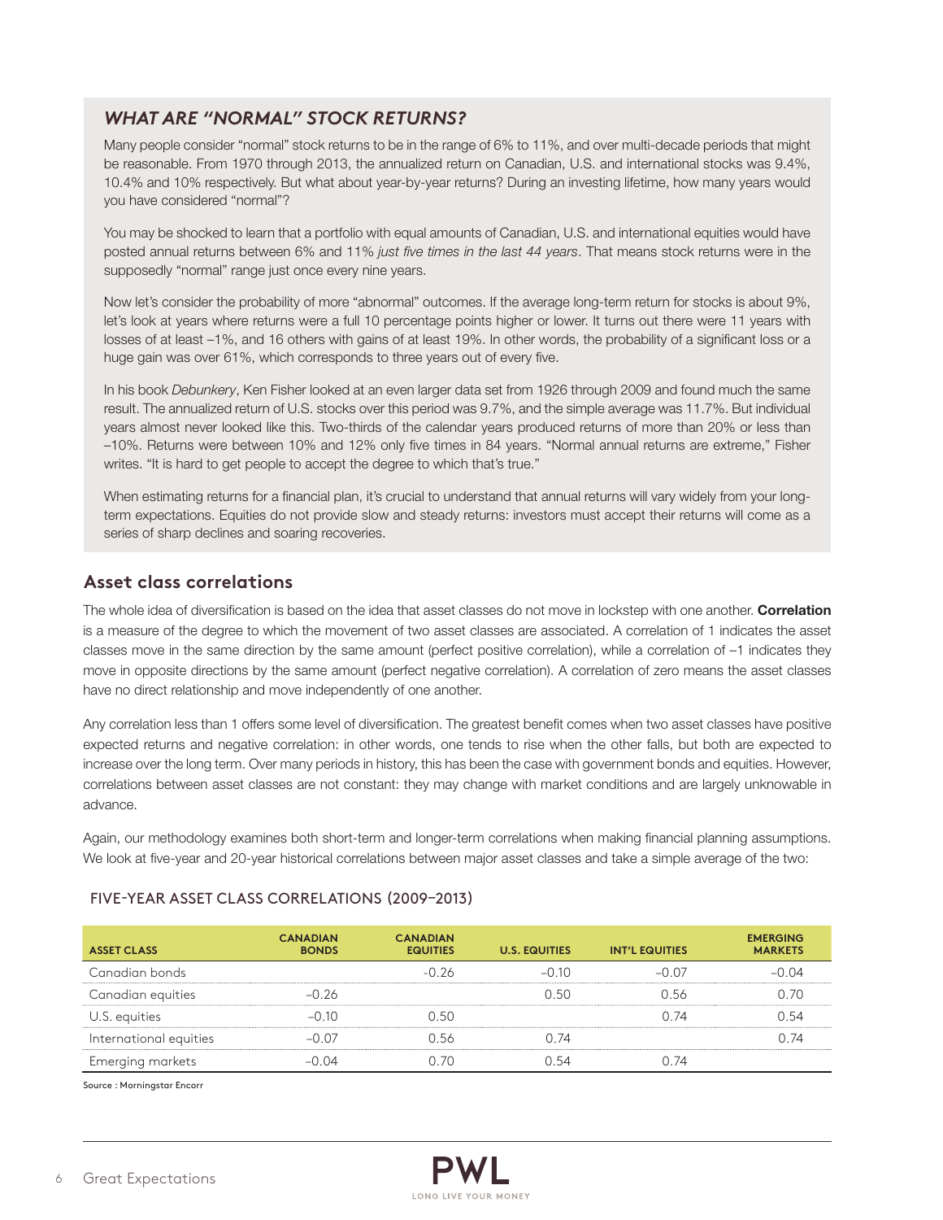### *WHAT ARE "NORMAL" STOCK RETURNS?*

Many people consider "normal" stock returns to be in the range of 6% to 11%, and over multi-decade periods that might be reasonable. From 1970 through 2013, the annualized return on Canadian, U.S. and international stocks was 9.4%, 10.4% and 10% respectively. But what about year-by-year returns? During an investing lifetime, how many years would you have considered "normal"?

You may be shocked to learn that a portfolio with equal amounts of Canadian, U.S. and international equities would have posted annual returns between 6% and 11% *just five times in the last 44 years*. That means stock returns were in the supposedly "normal" range just once every nine years.

Now let's consider the probability of more "abnormal" outcomes. If the average long-term return for stocks is about 9%, let's look at years where returns were a full 10 percentage points higher or lower. It turns out there were 11 years with losses of at least –1%, and 16 others with gains of at least 19%. In other words, the probability of a significant loss or a huge gain was over 61%, which corresponds to three years out of every five.

In his book *Debunkery*, Ken Fisher looked at an even larger data set from 1926 through 2009 and found much the same result. The annualized return of U.S. stocks over this period was 9.7%, and the simple average was 11.7%. But individual years almost never looked like this. Two-thirds of the calendar years produced returns of more than 20% or less than –10%. Returns were between 10% and 12% only five times in 84 years. "Normal annual returns are extreme," Fisher writes. "It is hard to get people to accept the degree to which that's true."

When estimating returns for a financial plan, it's crucial to understand that annual returns will vary widely from your long-term expectations. Equities do not provide slow and steady returns: investors must accept their returns will come as a series of sharp declines and soaring recoveries.

## Asset class correlations

The whole idea of diversification is based on the idea that asset classes do not move in lockstep with one another. **Correlation** is a measure of the degree to which the movement of two asset classes are associated. A correlation of 1 indicates the asset classes move in the same direction by the same amount (perfect positive correlation), while a correlation of –1 indicates they move in opposite directions by the same amount (perfect negative correlation). A correlation of zero means the asset classes have no direct relationship and move independently of one another.

Any correlation less than 1 offers some level of diversification. The greatest benefit comes when two asset classes have positive expected returns and negative correlation: in other words, one tends to rise when the other falls, but both are expected to increase over the long term. Over many periods in history, this has been the case with government bonds and equities. However, correlations between asset classes are not constant: they may change with market conditions and are largely unknowable in advance.

Again, our methodology examines both short-term and longer-term correlations when making financial planning assumptions. We look at five-year and 20-year historical correlations between major asset classes and take a simple average of the two:

### FIVE-YEAR ASSET CLASS CORRELATIONS (2009–2013)

| ASSET CLASS | CANADIAN BONDS | CANADIAN EQUITIES | U.S. EQUITIES | INT'L EQUITIES | EMERGING MARKETS |
|---|---|---|---|---|---|
| Canadian bonds | | –0.26 | –0.10 | –0.07 | –0.04 |
| Canadian equities | –0.26 | | 0.50 | 0.56 | 0.70 |
| U.S. equities | –0.10 | 0.50 | | 0.74 | 0.54 |
| International equities | –0.07 | 0.56 | 0.74 | | 0.74 |
| Emerging markets | –0.04 | 0.70 | 0.54 | 0.74 | |

Source : Morningstar Encorr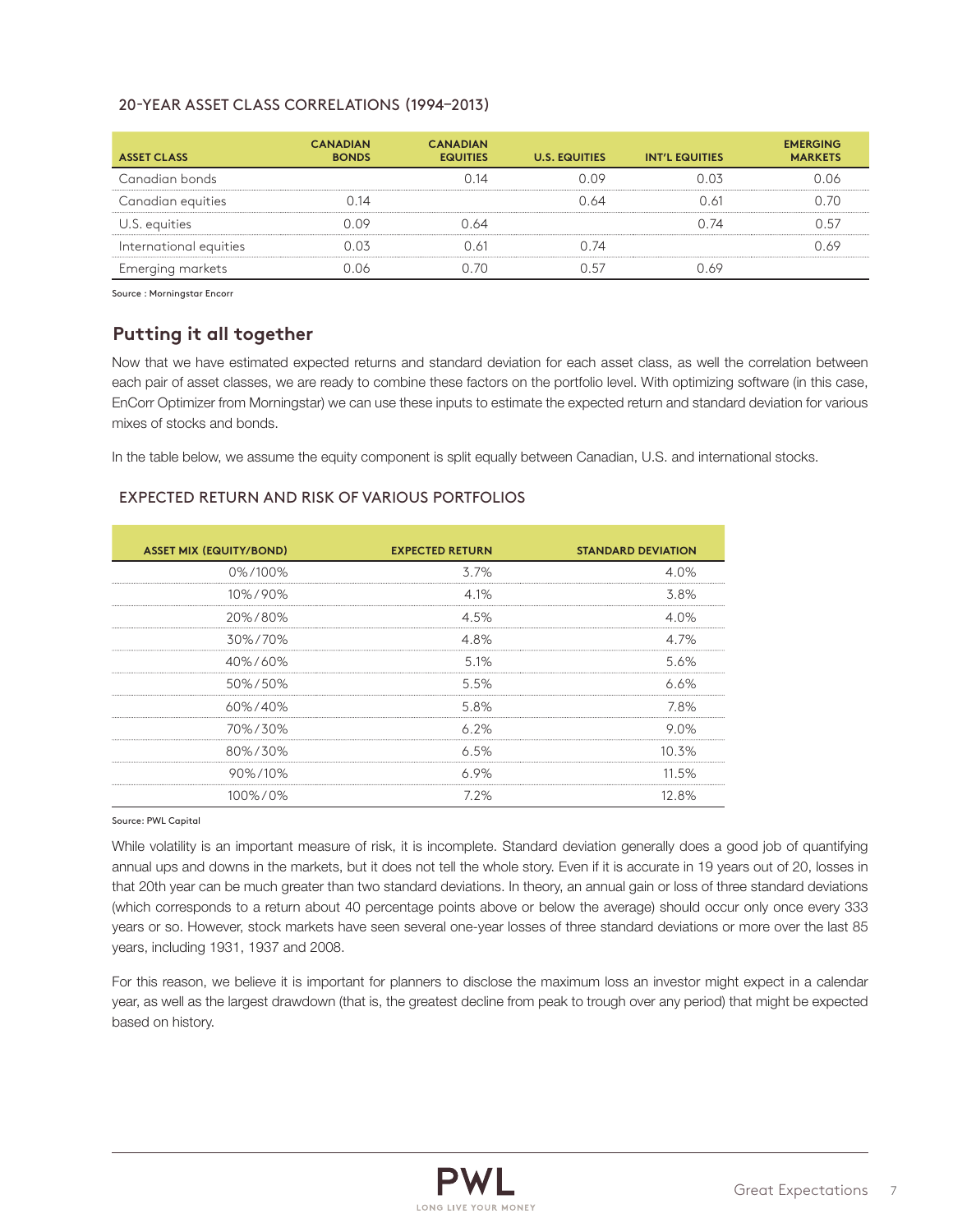### 20-YEAR ASSET CLASS CORRELATIONS (1994–2013)

| ASSET CLASS | CANADIAN BONDS | CANADIAN EQUITIES | U.S. EQUITIES | INT'L EQUITIES | EMERGING MARKETS |
|---|---|---|---|---|---|
| Canadian bonds | | 0.14 | 0.09 | 0.03 | 0.06 |
| Canadian equities | 0.14 | | 0.64 | 0.61 | 0.70 |
| U.S. equities | 0.09 | 0.64 | | 0.74 | 0.57 |
| International equities | 0.03 | 0.61 | 0.74 | | 0.69 |
| Emerging markets | 0.06 | 0.70 | 0.57 | 0.69 | |

Source : Morningstar Encorr

## Putting it all together

Now that we have estimated expected returns and standard deviation for each asset class, as well the correlation between each pair of asset classes, we are ready to combine these factors on the portfolio level. With optimizing software (in this case, EnCorr Optimizer from Morningstar) we can use these inputs to estimate the expected return and standard deviation for various mixes of stocks and bonds.

In the table below, we assume the equity component is split equally between Canadian, U.S. and international stocks.

### EXPECTED RETURN AND RISK OF VARIOUS PORTFOLIOS

| ASSET MIX (EQUITY/BOND) | EXPECTED RETURN | STANDARD DEVIATION |
|---|---|---|
| 0%/100% | 3.7% | 4.0% |
| 10%/90% | 4.1% | 3.8% |
| 20%/80% | 4.5% | 4.0% |
| 30%/70% | 4.8% | 4.7% |
| 40%/60% | 5.1% | 5.6% |
| 50%/50% | 5.5% | 6.6% |
| 60%/40% | 5.8% | 7.8% |
| 70%/30% | 6.2% | 9.0% |
| 80%/30% | 6.5% | 10.3% |
| 90%/10% | 6.9% | 11.5% |
| 100%/0% | 7.2% | 12.8% |

Source: PWL Capital

While volatility is an important measure of risk, it is incomplete. Standard deviation generally does a good job of quantifying annual ups and downs in the markets, but it does not tell the whole story. Even if it is accurate in 19 years out of 20, losses in that 20th year can be much greater than two standard deviations. In theory, an annual gain or loss of three standard deviations (which corresponds to a return about 40 percentage points above or below the average) should occur only once every 333 years or so. However, stock markets have seen several one-year losses of three standard deviations or more over the last 85 years, including 1931, 1937 and 2008.

For this reason, we believe it is important for planners to disclose the maximum loss an investor might expect in a calendar year, as well as the largest drawdown (that is, the greatest decline from peak to trough over any period) that might be expected based on history.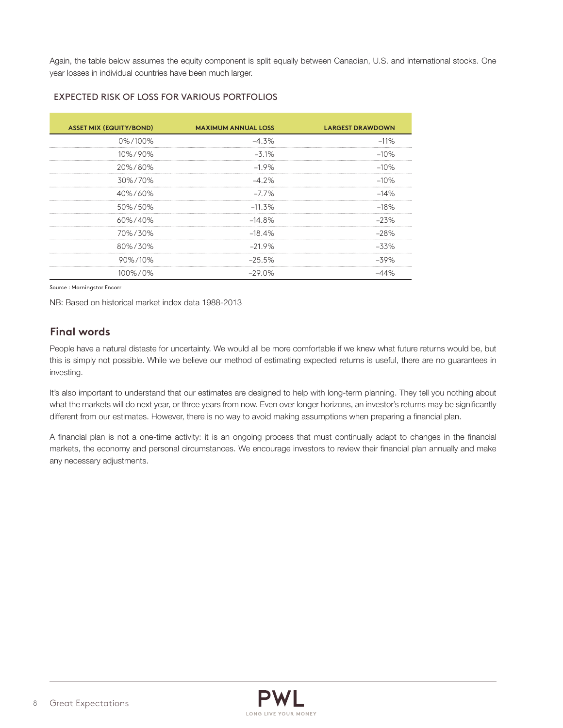Again, the table below assumes the equity component is split equally between Canadian, U.S. and international stocks. One year losses in individual countries have been much larger.

### EXPECTED RISK OF LOSS FOR VARIOUS PORTFOLIOS

| ASSET MIX (EQUITY/BOND) | MAXIMUM ANNUAL LOSS | LARGEST DRAWDOWN |
|---|---|---|
| 0%/100% | –4.3% | –11% |
| 10%/90% | –3.1% | –10% |
| 20%/80% | –1.9% | –10% |
| 30%/70% | –4.2% | –10% |
| 40%/60% | –7.7% | –14% |
| 50%/50% | –11.3% | –18% |
| 60%/40% | –14.8% | –23% |
| 70%/30% | –18.4% | –28% |
| 80%/30% | –21.9% | –33% |
| 90%/10% | –25.5% | –39% |
| 100%/0% | –29.0% | –44% |

Source : Morningstar Encorr

NB: Based on historical market index data 1988-2013

## Final words

People have a natural distaste for uncertainty. We would all be more comfortable if we knew what future returns would be, but this is simply not possible. While we believe our method of estimating expected returns is useful, there are no guarantees in investing.

It's also important to understand that our estimates are designed to help with long-term planning. They tell you nothing about what the markets will do next year, or three years from now. Even over longer horizons, an investor's returns may be significantly different from our estimates. However, there is no way to avoid making assumptions when preparing a financial plan.

A financial plan is not a one-time activity: it is an ongoing process that must continually adapt to changes in the financial markets, the economy and personal circumstances. We encourage investors to review their financial plan annually and make any necessary adjustments.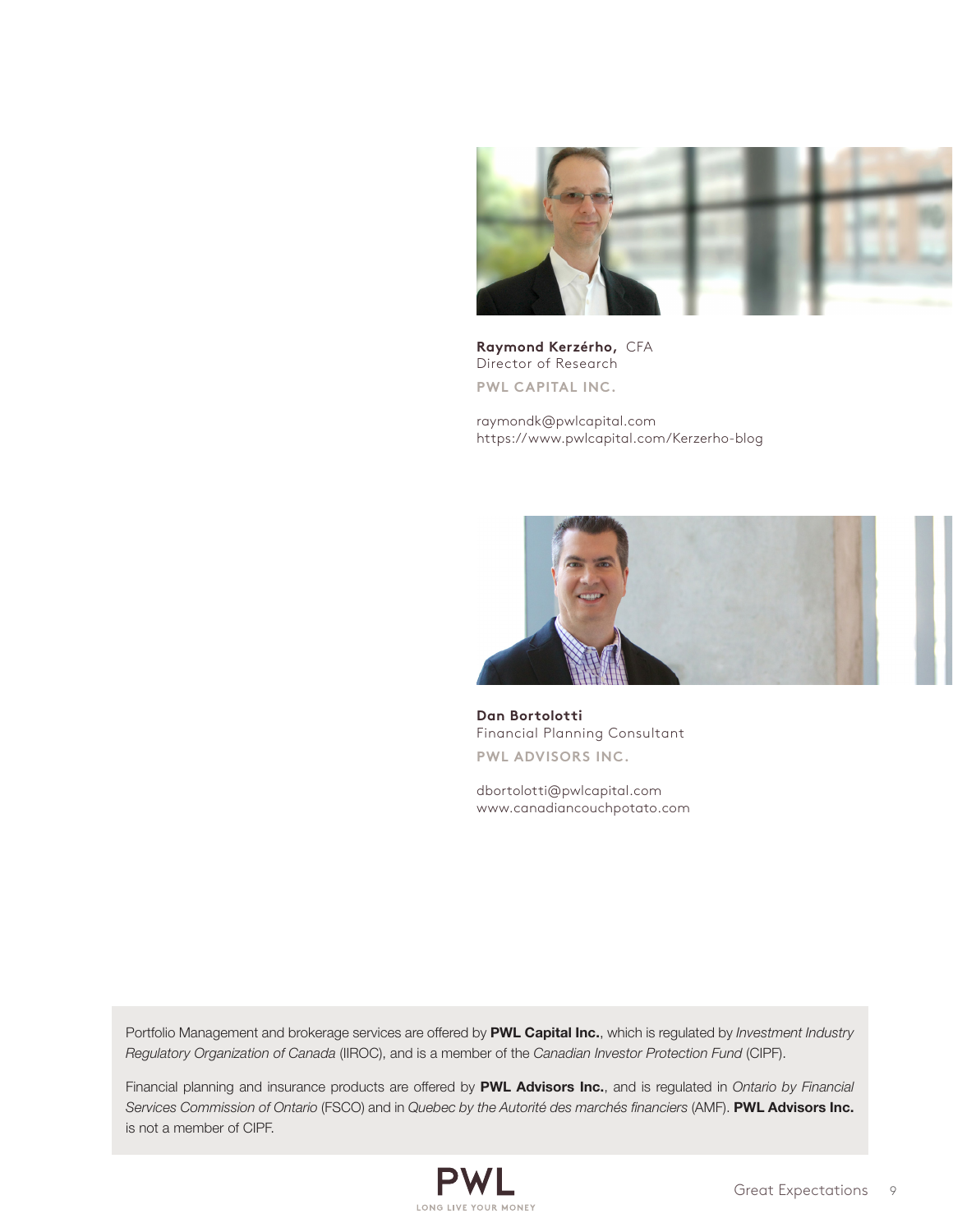**Raymond Kerzérho,** CFA
Director of Research

**PWL CAPITAL INC.**

raymondk@pwlcapital.com
https://www.pwlcapital.com/Kerzerho-blog

**Dan Bortolotti**
Financial Planning Consultant

**PWL ADVISORS INC.**

dbortolotti@pwlcapital.com
www.canadiancouchpotato.com

Portfolio Management and brokerage services are offered by **PWL Capital Inc.**, which is regulated by *Investment Industry Regulatory Organization of Canada* (IIROC), and is a member of the *Canadian Investor Protection Fund* (CIPF).

Financial planning and insurance products are offered by **PWL Advisors Inc.**, and is regulated in *Ontario by Financial Services Commission of Ontario* (FSCO) and in *Quebec by the Autorité des marchés financiers* (AMF). **PWL Advisors Inc.** is not a member of CIPF.

PWL
LONG LIVE YOUR MONEY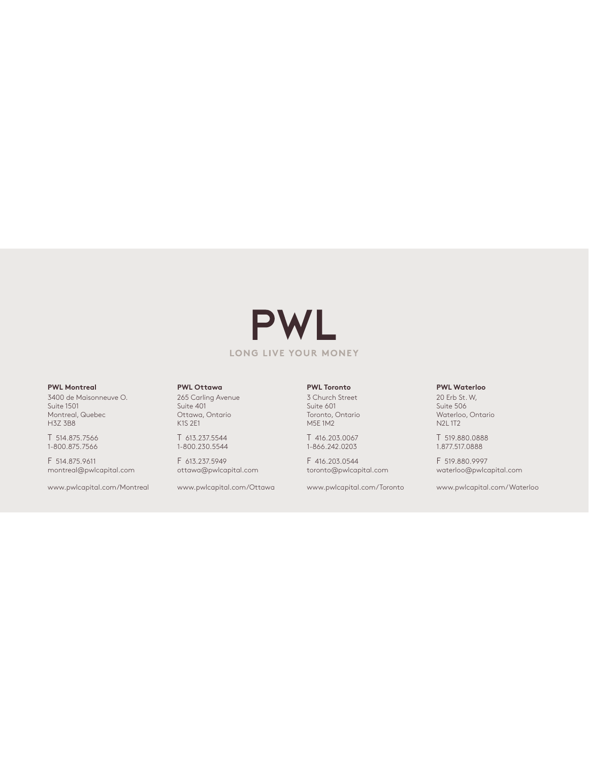# PWL

LONG LIVE YOUR MONEY

**PWL Montreal**
3400 de Maisonneuve O.
Suite 1501
Montreal, Quebec
H3Z 3B8

T 514.875.7566
1-800.875.7566

F 514.875.9611
montreal@pwlcapital.com

www.pwlcapital.com/Montreal

**PWL Ottawa**
265 Carling Avenue
Suite 401
Ottawa, Ontario
K1S 2E1

T 613.237.5544
1-800.230.5544

F 613.237.5949
ottawa@pwlcapital.com

www.pwlcapital.com/Ottawa

**PWL Toronto**
3 Church Street
Suite 601
Toronto, Ontario
M5E 1M2

T 416.203.0067
1-866.242.0203

F 416.203.0544
toronto@pwlcapital.com

www.pwlcapital.com/Toronto

**PWL Waterloo**
20 Erb St. W,
Suite 506
Waterloo, Ontario
N2L 1T2

T 519.880.0888
1.877.517.0888

F 519.880.9997
waterloo@pwlcapital.com

www.pwlcapital.com/Waterloo